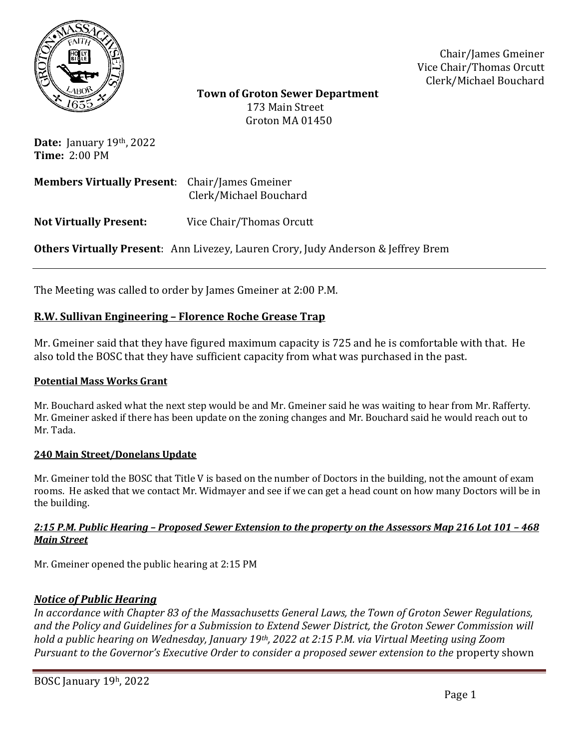Chair/James Gmeiner
Vice Chair/Thomas Orcutt
Clerk/Michael Bouchard

**Town of Groton Sewer Department**
173 Main Street
Groton MA 01450

**Date:** January 19th, 2022
**Time:** 2:00 PM

**Members Virtually Present**: Chair/James Gmeiner
Clerk/Michael Bouchard

**Not Virtually Present:** Vice Chair/Thomas Orcutt

**Others Virtually Present**: Ann Livezey, Lauren Crory, Judy Anderson & Jeffrey Brem

---

The Meeting was called to order by James Gmeiner at 2:00 P.M.

## R.W. Sullivan Engineering – Florence Roche Grease Trap

Mr. Gmeiner said that they have figured maximum capacity is 725 and he is comfortable with that. He also told the BOSC that they have sufficient capacity from what was purchased in the past.

### Potential Mass Works Grant

Mr. Bouchard asked what the next step would be and Mr. Gmeiner said he was waiting to hear from Mr. Rafferty. Mr. Gmeiner asked if there has been update on the zoning changes and Mr. Bouchard said he would reach out to Mr. Tada.

### 240 Main Street/Donelans Update

Mr. Gmeiner told the BOSC that Title V is based on the number of Doctors in the building, not the amount of exam rooms. He asked that we contact Mr. Widmayer and see if we can get a head count on how many Doctors will be in the building.

### *2:15 P.M. Public Hearing – Proposed Sewer Extension to the property on the Assessors Map 216 Lot 101 – 468 Main Street*

Mr. Gmeiner opened the public hearing at 2:15 PM

## *Notice of Public Hearing*

*In accordance with Chapter 83 of the Massachusetts General Laws, the Town of Groton Sewer Regulations, and the Policy and Guidelines for a Submission to Extend Sewer District, the Groton Sewer Commission will hold a public hearing on Wednesday, January 19th, 2022 at 2:15 P.M. via Virtual Meeting using Zoom Pursuant to the Governor's Executive Order to consider a proposed sewer extension to the* property shown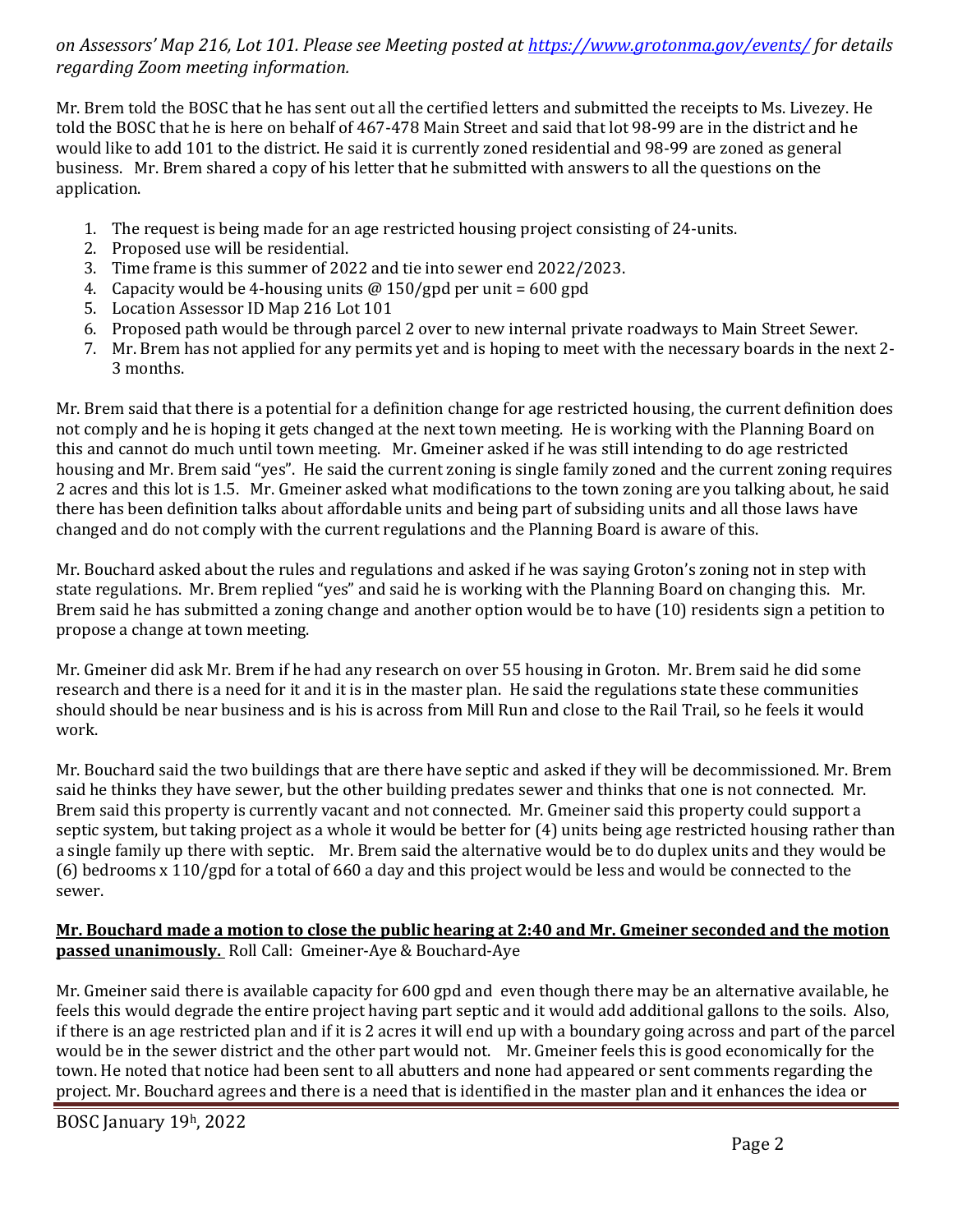*on Assessors' Map 216, Lot 101. Please see Meeting posted at [https://www.grotonma.gov/events/](https://www.grotonma.gov/events/) for details regarding Zoom meeting information.*

Mr. Brem told the BOSC that he has sent out all the certified letters and submitted the receipts to Ms. Livezey. He told the BOSC that he is here on behalf of 467-478 Main Street and said that lot 98-99 are in the district and he would like to add 101 to the district. He said it is currently zoned residential and 98-99 are zoned as general business. Mr. Brem shared a copy of his letter that he submitted with answers to all the questions on the application.

1. The request is being made for an age restricted housing project consisting of 24-units.
2. Proposed use will be residential.
3. Time frame is this summer of 2022 and tie into sewer end 2022/2023.
4. Capacity would be 4-housing units @ 150/gpd per unit = 600 gpd
5. Location Assessor ID Map 216 Lot 101
6. Proposed path would be through parcel 2 over to new internal private roadways to Main Street Sewer.
7. Mr. Brem has not applied for any permits yet and is hoping to meet with the necessary boards in the next 2-3 months.

Mr. Brem said that there is a potential for a definition change for age restricted housing, the current definition does not comply and he is hoping it gets changed at the next town meeting. He is working with the Planning Board on this and cannot do much until town meeting. Mr. Gmeiner asked if he was still intending to do age restricted housing and Mr. Brem said "yes". He said the current zoning is single family zoned and the current zoning requires 2 acres and this lot is 1.5. Mr. Gmeiner asked what modifications to the town zoning are you talking about, he said there has been definition talks about affordable units and being part of subsiding units and all those laws have changed and do not comply with the current regulations and the Planning Board is aware of this.

Mr. Bouchard asked about the rules and regulations and asked if he was saying Groton's zoning not in step with state regulations. Mr. Brem replied "yes" and said he is working with the Planning Board on changing this. Mr. Brem said he has submitted a zoning change and another option would be to have (10) residents sign a petition to propose a change at town meeting.

Mr. Gmeiner did ask Mr. Brem if he had any research on over 55 housing in Groton. Mr. Brem said he did some research and there is a need for it and it is in the master plan. He said the regulations state these communities should should be near business and is his is across from Mill Run and close to the Rail Trail, so he feels it would work.

Mr. Bouchard said the two buildings that are there have septic and asked if they will be decommissioned. Mr. Brem said he thinks they have sewer, but the other building predates sewer and thinks that one is not connected. Mr. Brem said this property is currently vacant and not connected. Mr. Gmeiner said this property could support a septic system, but taking project as a whole it would be better for (4) units being age restricted housing rather than a single family up there with septic. Mr. Brem said the alternative would be to do duplex units and they would be (6) bedrooms x 110/gpd for a total of 660 a day and this project would be less and would be connected to the sewer.

**<u>Mr. Bouchard made a motion to close the public hearing at 2:40 and Mr. Gmeiner seconded and the motion passed unanimously.</u>** Roll Call: Gmeiner-Aye & Bouchard-Aye

Mr. Gmeiner said there is available capacity for 600 gpd and even though there may be an alternative available, he feels this would degrade the entire project having part septic and it would add additional gallons to the soils. Also, if there is an age restricted plan and if it is 2 acres it will end up with a boundary going across and part of the parcel would be in the sewer district and the other part would not. Mr. Gmeiner feels this is good economically for the town. He noted that notice had been sent to all abutters and none had appeared or sent comments regarding the project. Mr. Bouchard agrees and there is a need that is identified in the master plan and it enhances the idea or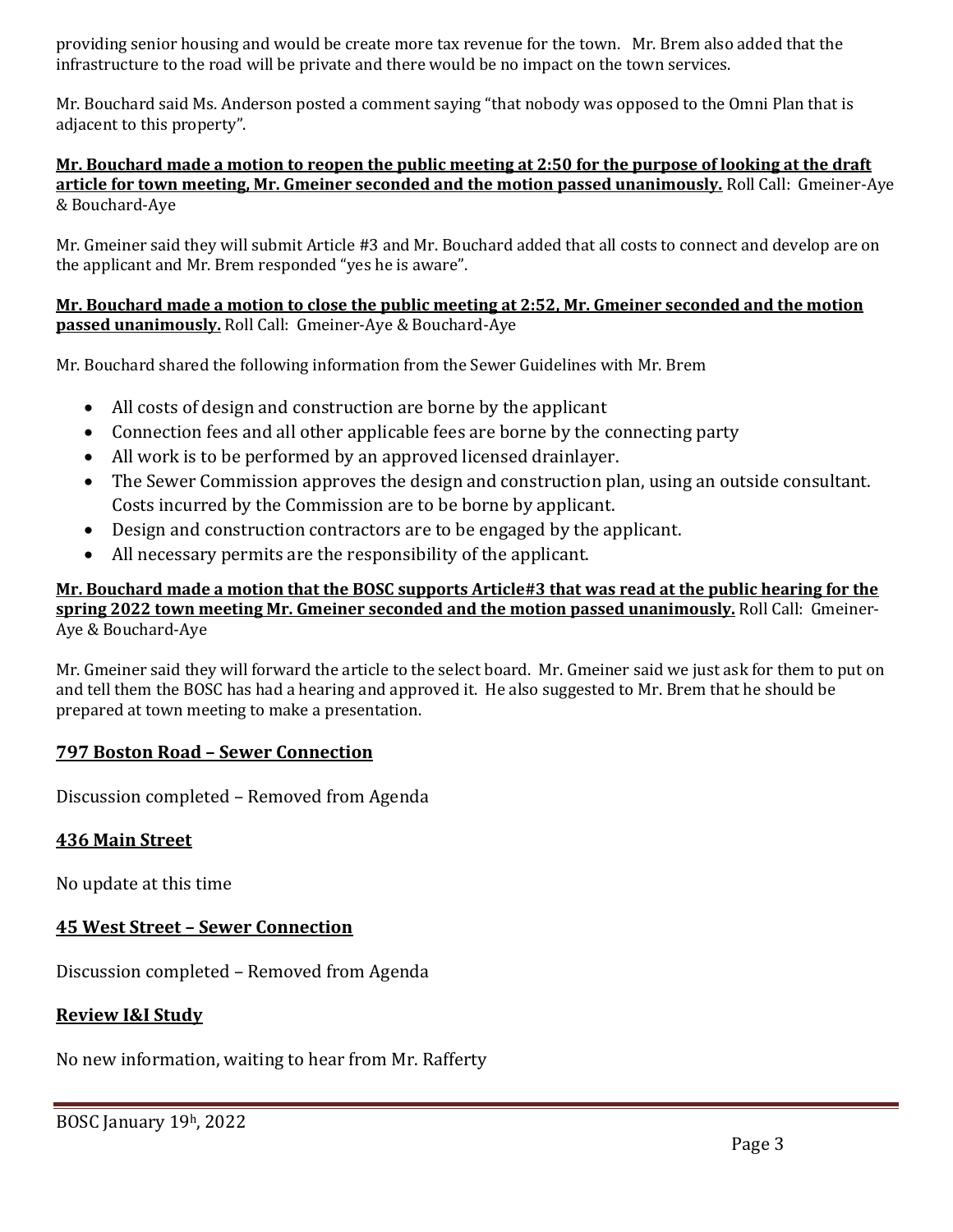providing senior housing and would be create more tax revenue for the town. Mr. Brem also added that the infrastructure to the road will be private and there would be no impact on the town services.

Mr. Bouchard said Ms. Anderson posted a comment saying "that nobody was opposed to the Omni Plan that is adjacent to this property".

**Mr. Bouchard made a motion to reopen the public meeting at 2:50 for the purpose of looking at the draft article for town meeting, Mr. Gmeiner seconded and the motion passed unanimously.** Roll Call: Gmeiner-Aye & Bouchard-Aye

Mr. Gmeiner said they will submit Article #3 and Mr. Bouchard added that all costs to connect and develop are on the applicant and Mr. Brem responded "yes he is aware".

**Mr. Bouchard made a motion to close the public meeting at 2:52, Mr. Gmeiner seconded and the motion passed unanimously.** Roll Call: Gmeiner-Aye & Bouchard-Aye

Mr. Bouchard shared the following information from the Sewer Guidelines with Mr. Brem

- All costs of design and construction are borne by the applicant
- Connection fees and all other applicable fees are borne by the connecting party
- All work is to be performed by an approved licensed drainlayer.
- The Sewer Commission approves the design and construction plan, using an outside consultant. Costs incurred by the Commission are to be borne by applicant.
- Design and construction contractors are to be engaged by the applicant.
- All necessary permits are the responsibility of the applicant.

**Mr. Bouchard made a motion that the BOSC supports Article#3 that was read at the public hearing for the spring 2022 town meeting Mr. Gmeiner seconded and the motion passed unanimously.** Roll Call: Gmeiner-Aye & Bouchard-Aye

Mr. Gmeiner said they will forward the article to the select board. Mr. Gmeiner said we just ask for them to put on and tell them the BOSC has had a hearing and approved it. He also suggested to Mr. Brem that he should be prepared at town meeting to make a presentation.

## 797 Boston Road – Sewer Connection

Discussion completed – Removed from Agenda

## 436 Main Street

No update at this time

## 45 West Street – Sewer Connection

Discussion completed – Removed from Agenda

## Review I&I Study

No new information, waiting to hear from Mr. Rafferty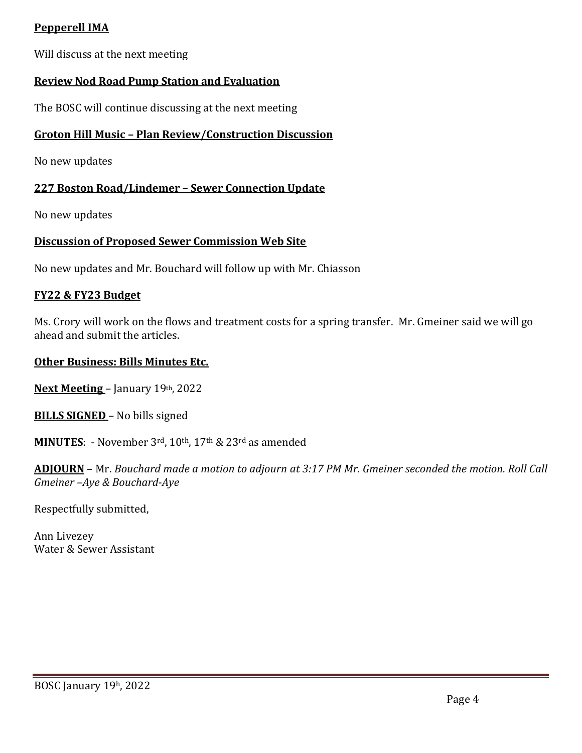**Pepperell IMA**

Will discuss at the next meeting

**Review Nod Road Pump Station and Evaluation**

The BOSC will continue discussing at the next meeting

**Groton Hill Music – Plan Review/Construction Discussion**

No new updates

**227 Boston Road/Lindemer – Sewer Connection Update**

No new updates

**Discussion of Proposed Sewer Commission Web Site**

No new updates and Mr. Bouchard will follow up with Mr. Chiasson

**FY22 & FY23 Budget**

Ms. Crory will work on the flows and treatment costs for a spring transfer. Mr. Gmeiner said we will go ahead and submit the articles.

**Other Business: Bills Minutes Etc.**

**Next Meeting** – January 19th, 2022

**BILLS SIGNED** – No bills signed

**MINUTES**: - November 3rd, 10th, 17th & 23rd as amended

**ADJOURN** – Mr. *Bouchard made a motion to adjourn at 3:17 PM Mr. Gmeiner seconded the motion. Roll Call Gmeiner –Aye & Bouchard-Aye*

Respectfully submitted,

Ann Livezey
Water & Sewer Assistant